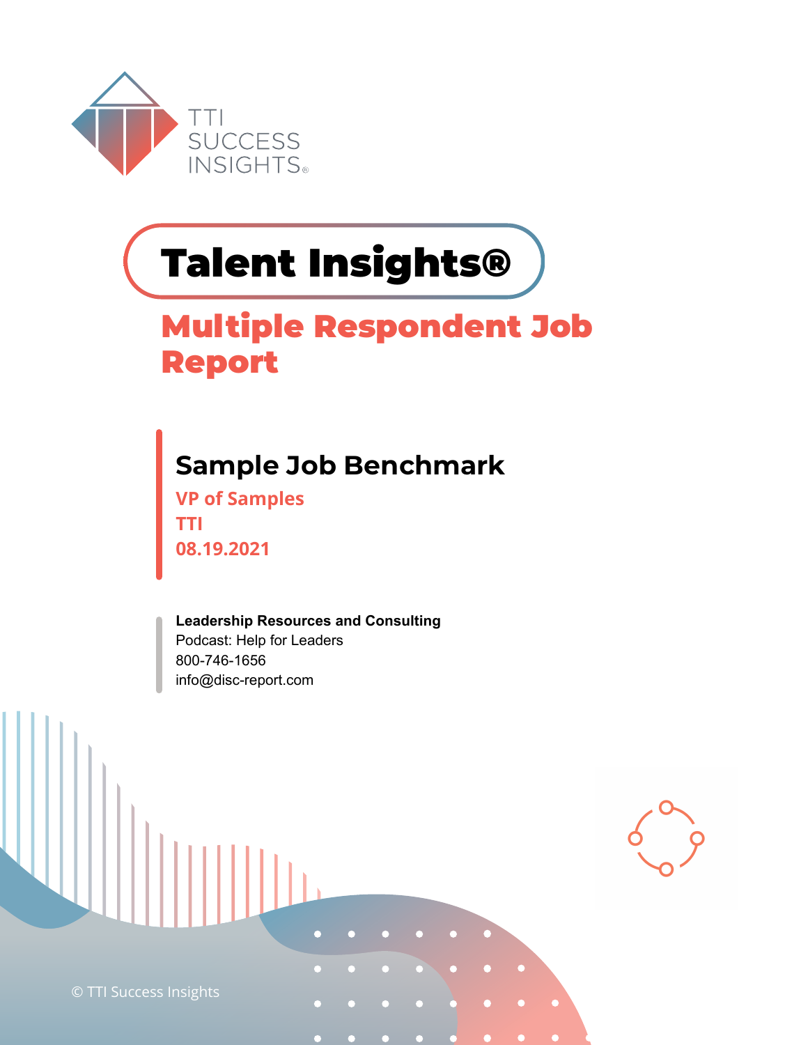TTI SUCCESS INSIGHTS®

# Talent Insights®

## Multiple Respondent Job Report

### Sample Job Benchmark

VP of Samples

TTI

08.19.2021

**Leadership Resources and Consulting**

Podcast: Help for Leaders

800-746-1656

info@disc-report.com

© TTI Success Insights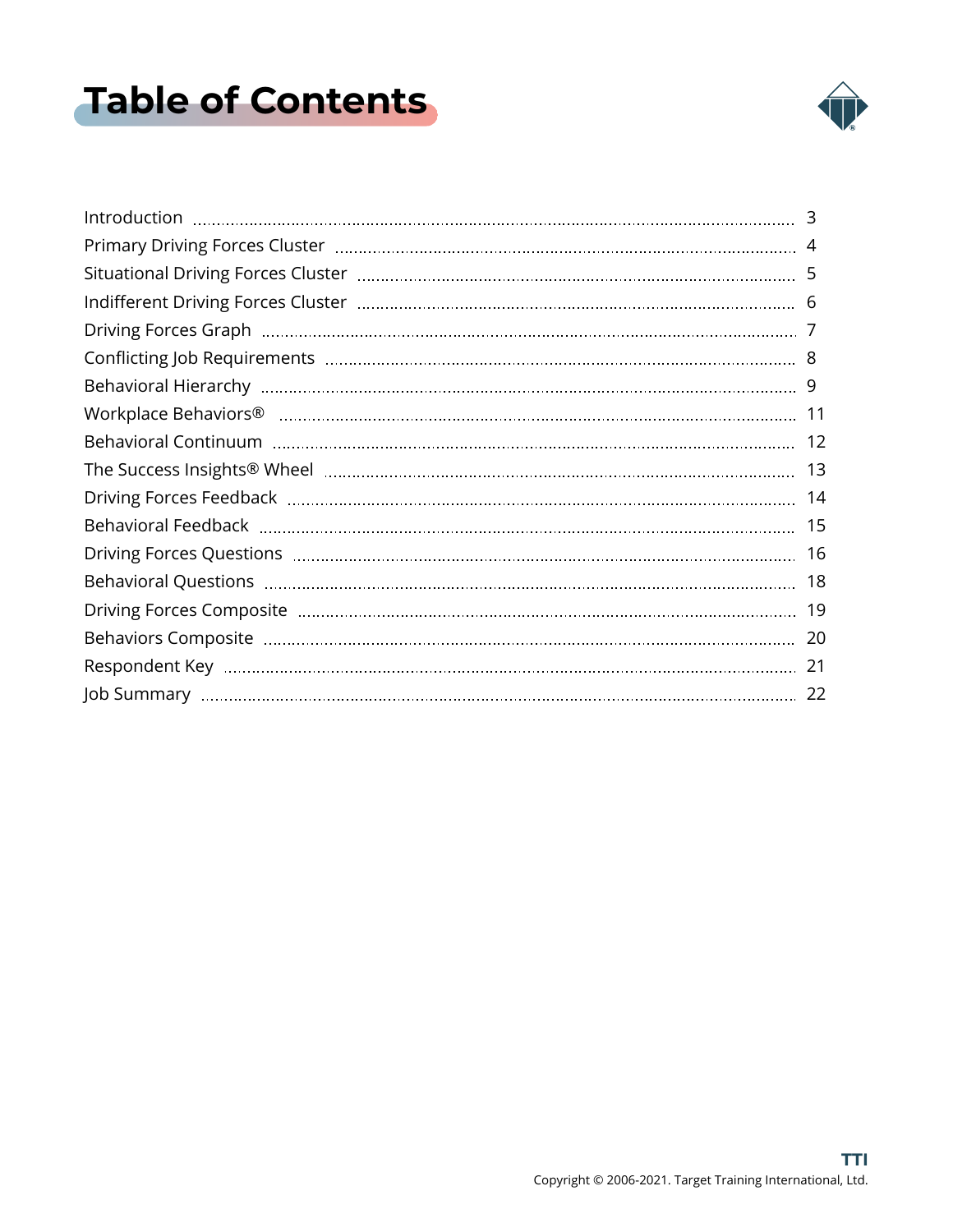# Table of Contents

| Section | Page |
| --- | --- |
| Introduction | 3 |
| Primary Driving Forces Cluster | 4 |
| Situational Driving Forces Cluster | 5 |
| Indifferent Driving Forces Cluster | 6 |
| Driving Forces Graph | 7 |
| Conflicting Job Requirements | 8 |
| Behavioral Hierarchy | 9 |
| Workplace Behaviors® | 11 |
| Behavioral Continuum | 12 |
| The Success Insights® Wheel | 13 |
| Driving Forces Feedback | 14 |
| Behavioral Feedback | 15 |
| Driving Forces Questions | 16 |
| Behavioral Questions | 18 |
| Driving Forces Composite | 19 |
| Behaviors Composite | 20 |
| Respondent Key | 21 |
| Job Summary | 22 |

TTI
Copyright © 2006-2021. Target Training International, Ltd.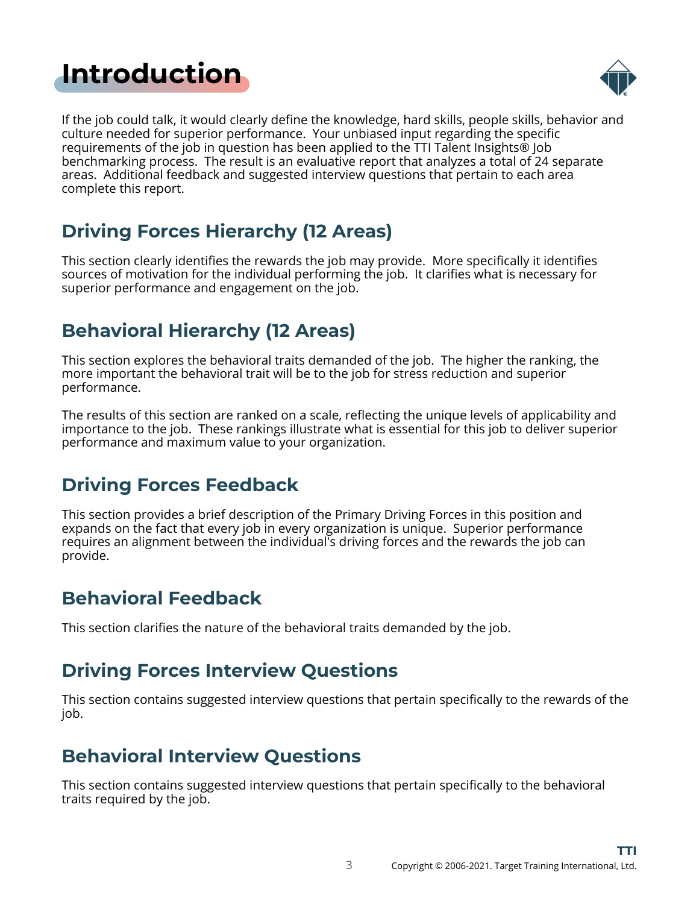# Introduction

If the job could talk, it would clearly define the knowledge, hard skills, people skills, behavior and culture needed for superior performance. Your unbiased input regarding the specific requirements of the job in question has been applied to the TTI Talent Insights® Job benchmarking process. The result is an evaluative report that analyzes a total of 24 separate areas. Additional feedback and suggested interview questions that pertain to each area complete this report.

## Driving Forces Hierarchy (12 Areas)

This section clearly identifies the rewards the job may provide. More specifically it identifies sources of motivation for the individual performing the job. It clarifies what is necessary for superior performance and engagement on the job.

## Behavioral Hierarchy (12 Areas)

This section explores the behavioral traits demanded of the job. The higher the ranking, the more important the behavioral trait will be to the job for stress reduction and superior performance.

The results of this section are ranked on a scale, reflecting the unique levels of applicability and importance to the job. These rankings illustrate what is essential for this job to deliver superior performance and maximum value to your organization.

## Driving Forces Feedback

This section provides a brief description of the Primary Driving Forces in this position and expands on the fact that every job in every organization is unique. Superior performance requires an alignment between the individual's driving forces and the rewards the job can provide.

## Behavioral Feedback

This section clarifies the nature of the behavioral traits demanded by the job.

## Driving Forces Interview Questions

This section contains suggested interview questions that pertain specifically to the rewards of the job.

## Behavioral Interview Questions

This section contains suggested interview questions that pertain specifically to the behavioral traits required by the job.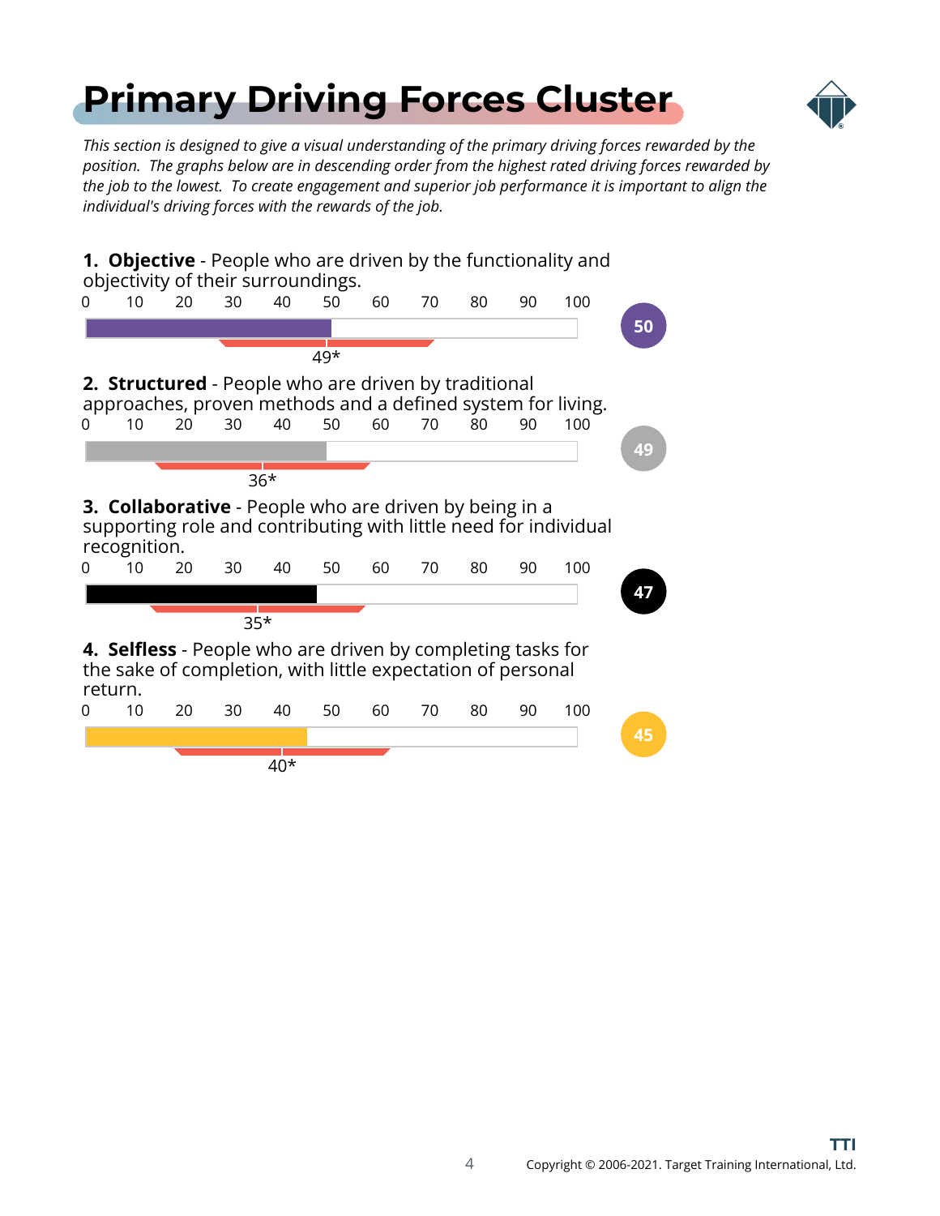# Primary Driving Forces Cluster

*This section is designed to give a visual understanding of the primary driving forces rewarded by the position. The graphs below are in descending order from the highest rated driving forces rewarded by the job to the lowest. To create engagement and superior job performance it is important to align the individual's driving forces with the rewards of the job.*

**1. Objective** - People who are driven by the functionality and objectivity of their surroundings.

0 10 20 30 40 50 60 70 80 90 100

49*

**50**

**2. Structured** - People who are driven by traditional approaches, proven methods and a defined system for living.

0 10 20 30 40 50 60 70 80 90 100

36*

**49**

**3. Collaborative** - People who are driven by being in a supporting role and contributing with little need for individual recognition.

0 10 20 30 40 50 60 70 80 90 100

35*

**47**

**4. Selfless** - People who are driven by completing tasks for the sake of completion, with little expectation of personal return.

0 10 20 30 40 50 60 70 80 90 100

40*

**45**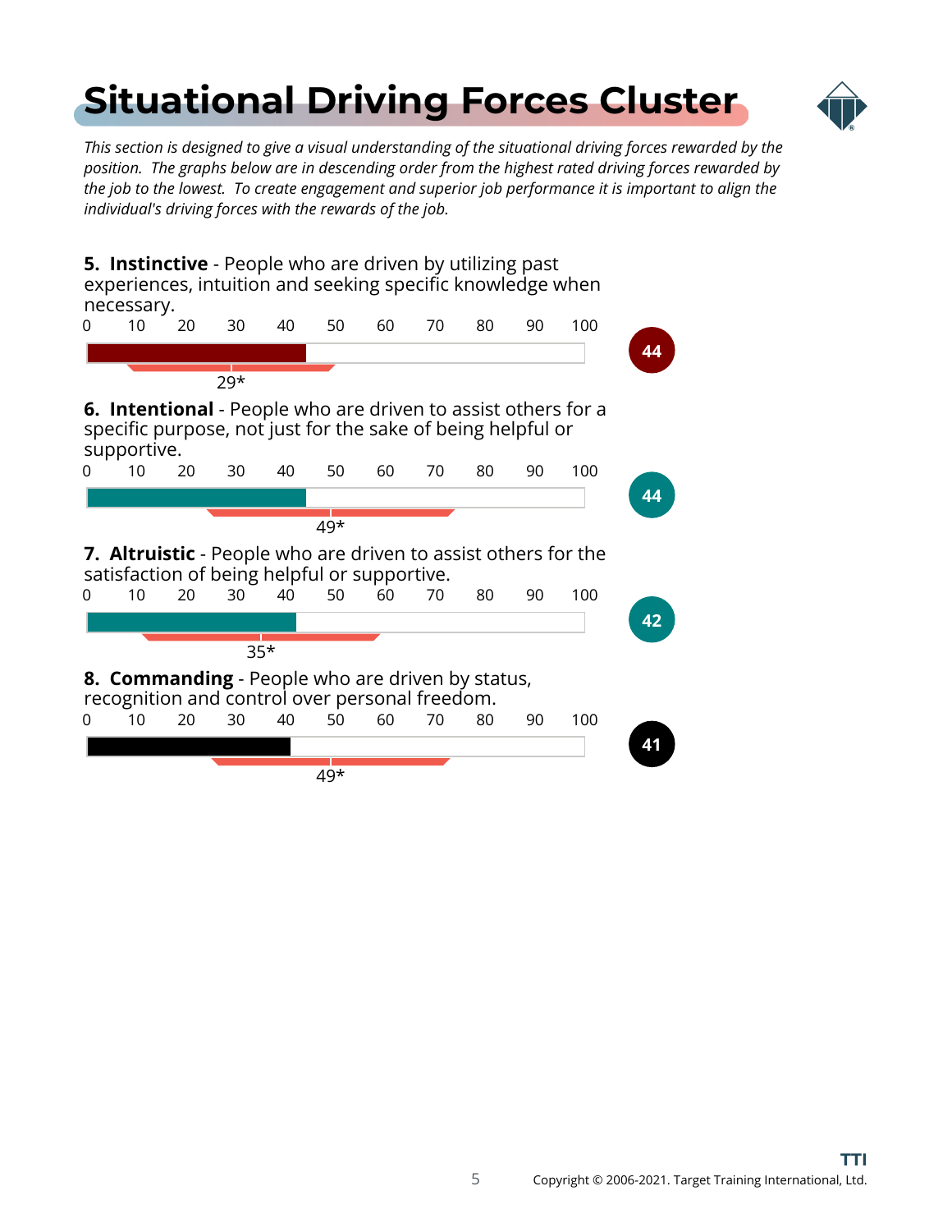# Situational Driving Forces Cluster

*This section is designed to give a visual understanding of the situational driving forces rewarded by the position. The graphs below are in descending order from the highest rated driving forces rewarded by the job to the lowest. To create engagement and superior job performance it is important to align the individual's driving forces with the rewards of the job.*

**5. Instinctive** - People who are driven by utilizing past experiences, intuition and seeking specific knowledge when necessary.

0 10 20 30 40 50 60 70 80 90 100

29*

**44**

**6. Intentional** - People who are driven to assist others for a specific purpose, not just for the sake of being helpful or supportive.

0 10 20 30 40 50 60 70 80 90 100

49*

**44**

**7. Altruistic** - People who are driven to assist others for the satisfaction of being helpful or supportive.

0 10 20 30 40 50 60 70 80 90 100

35*

**42**

**8. Commanding** - People who are driven by status, recognition and control over personal freedom.

0 10 20 30 40 50 60 70 80 90 100

49*

**41**

Copyright © 2006-2021. Target Training International, Ltd.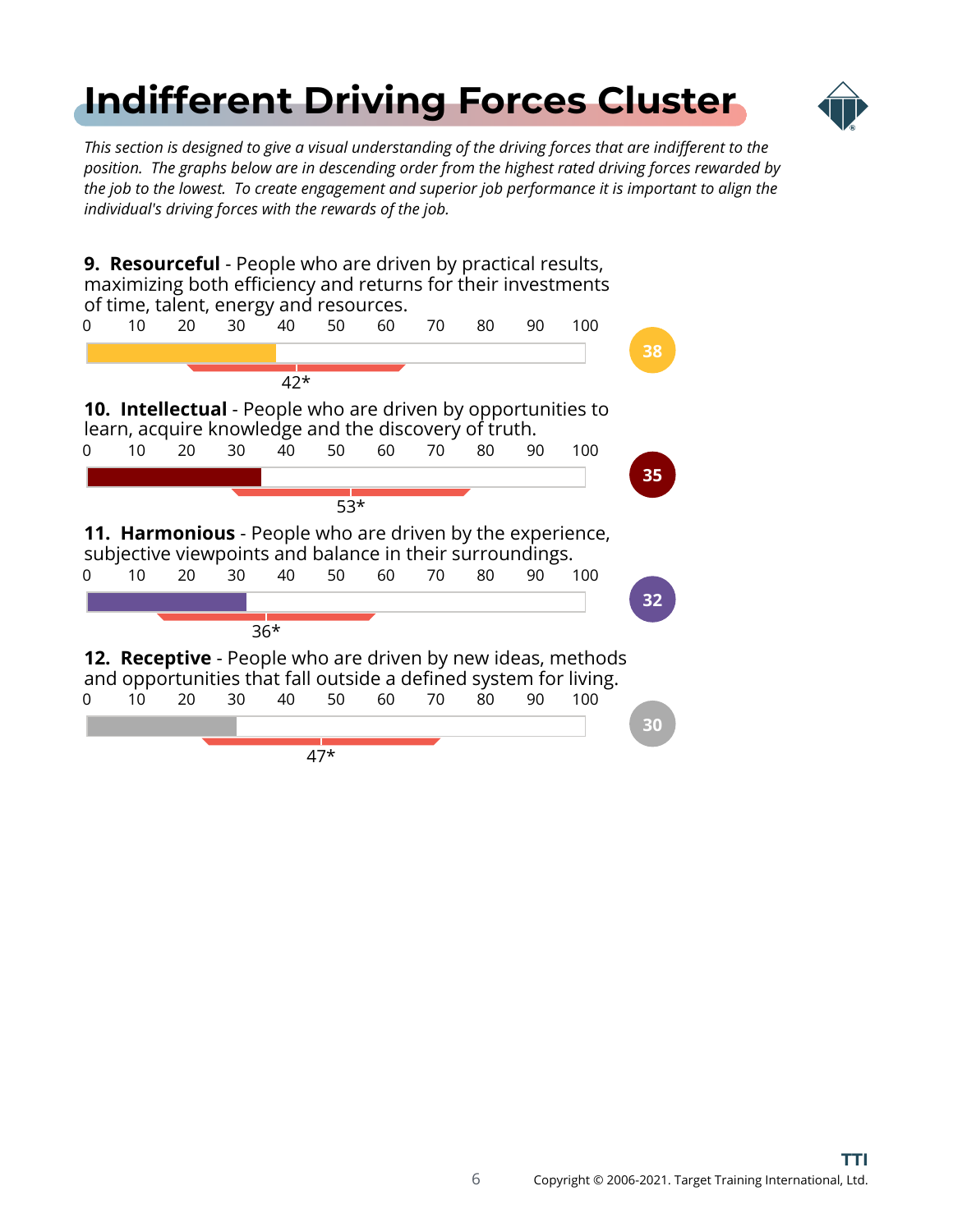# Indifferent Driving Forces Cluster

*This section is designed to give a visual understanding of the driving forces that are indifferent to the position. The graphs below are in descending order from the highest rated driving forces rewarded by the job to the lowest. To create engagement and superior job performance it is important to align the individual's driving forces with the rewards of the job.*

**9. Resourceful** - People who are driven by practical results, maximizing both efficiency and returns for their investments of time, talent, energy and resources.

0 10 20 30 40 50 60 70 80 90 100

38

42*

**10. Intellectual** - People who are driven by opportunities to learn, acquire knowledge and the discovery of truth.

0 10 20 30 40 50 60 70 80 90 100

35

53*

**11. Harmonious** - People who are driven by the experience, subjective viewpoints and balance in their surroundings.

0 10 20 30 40 50 60 70 80 90 100

32

36*

**12. Receptive** - People who are driven by new ideas, methods and opportunities that fall outside a defined system for living.

0 10 20 30 40 50 60 70 80 90 100

30

47*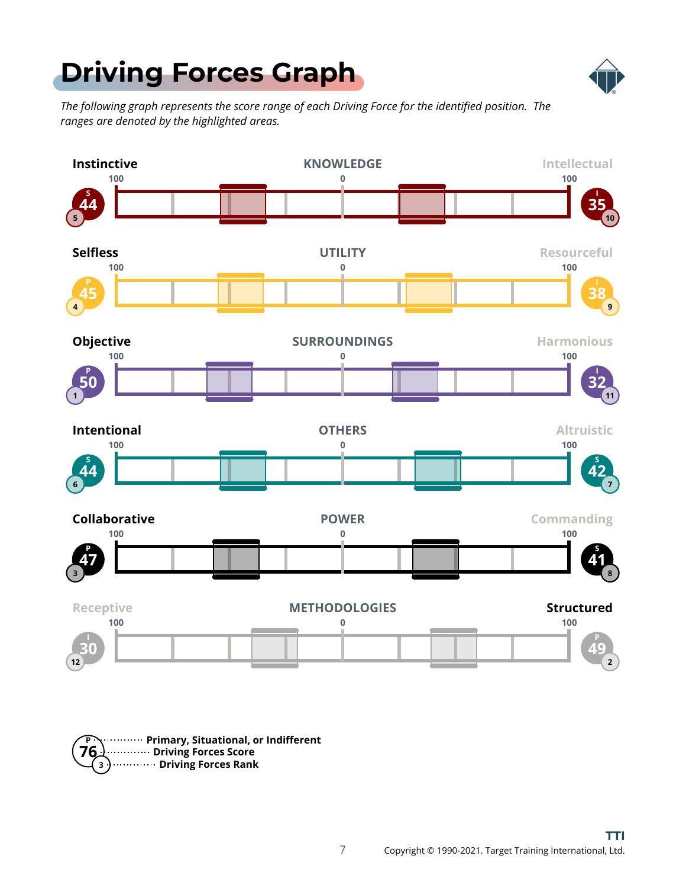# Driving Forces Graph

*The following graph represents the score range of each Driving Force for the identified position. The ranges are denoted by the highlighted areas.*

| Left Driver | Left Score | Left Level | Left Rank | Driving Force | Right Driver | Right Score | Right Level | Right Rank |
|---|---|---|---|---|---|---|---|---|
| **Instinctive** | 44 | S | 5 | KNOWLEDGE | Intellectual | 35 | I | 10 |
| **Selfless** | 45 | P | 4 | UTILITY | Resourceful | 38 | I | 9 |
| **Objective** | 50 | P | 1 | SURROUNDINGS | Harmonious | 32 | I | 11 |
| **Intentional** | 44 | S | 6 | OTHERS | Altruistic | 42 | S | 7 |
| **Collaborative** | 47 | P | 3 | POWER | Commanding | 41 | S | 8 |
| Receptive | 30 | I | 12 | METHODOLOGIES | **Structured** | 49 | P | 2 |

Scale: 100 — 0 — 100

Legend:
- P / S / I — **Primary, Situational, or Indifferent**
- 76 — **Driving Forces Score**
- 3 — **Driving Forces Rank**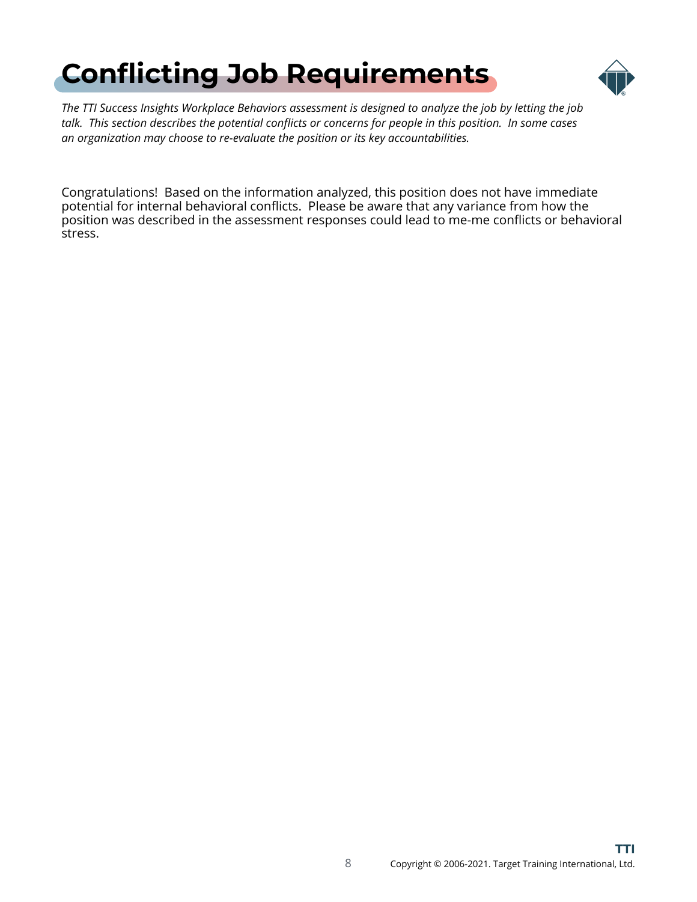# Conflicting Job Requirements

*The TTI Success Insights Workplace Behaviors assessment is designed to analyze the job by letting the job talk. This section describes the potential conflicts or concerns for people in this position. In some cases an organization may choose to re-evaluate the position or its key accountabilities.*

Congratulations! Based on the information analyzed, this position does not have immediate potential for internal behavioral conflicts. Please be aware that any variance from how the position was described in the assessment responses could lead to me-me conflicts or behavioral stress.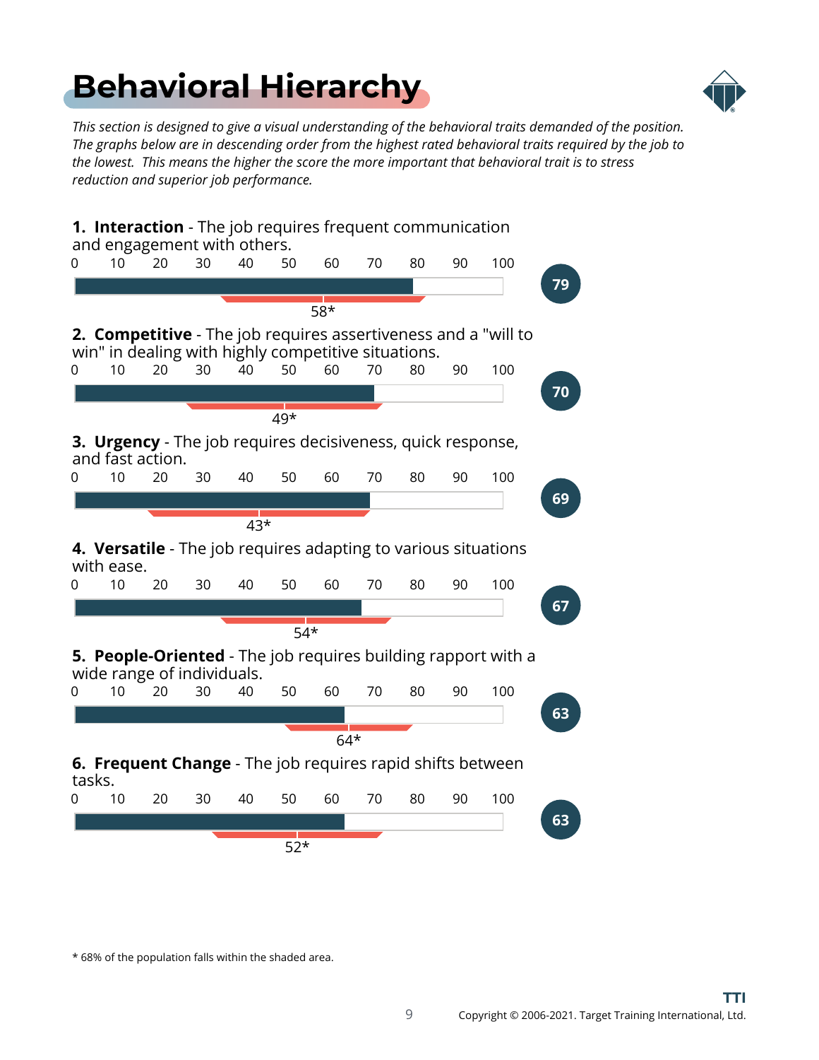# Behavioral Hierarchy

*This section is designed to give a visual understanding of the behavioral traits demanded of the position. The graphs below are in descending order from the highest rated behavioral traits required by the job to the lowest. This means the higher the score the more important that behavioral trait is to stress reduction and superior job performance.*

**1. Interaction** - The job requires frequent communication and engagement with others.

0 10 20 30 40 50 60 70 80 90 100

**79**

58*

**2. Competitive** - The job requires assertiveness and a "will to win" in dealing with highly competitive situations.

0 10 20 30 40 50 60 70 80 90 100

**70**

49*

**3. Urgency** - The job requires decisiveness, quick response, and fast action.

0 10 20 30 40 50 60 70 80 90 100

**69**

43*

**4. Versatile** - The job requires adapting to various situations with ease.

0 10 20 30 40 50 60 70 80 90 100

**67**

54*

**5. People-Oriented** - The job requires building rapport with a wide range of individuals.

0 10 20 30 40 50 60 70 80 90 100

**63**

64*

**6. Frequent Change** - The job requires rapid shifts between tasks.

0 10 20 30 40 50 60 70 80 90 100

**63**

52*

\* 68% of the population falls within the shaded area.

TTI

Copyright © 2006-2021. Target Training International, Ltd.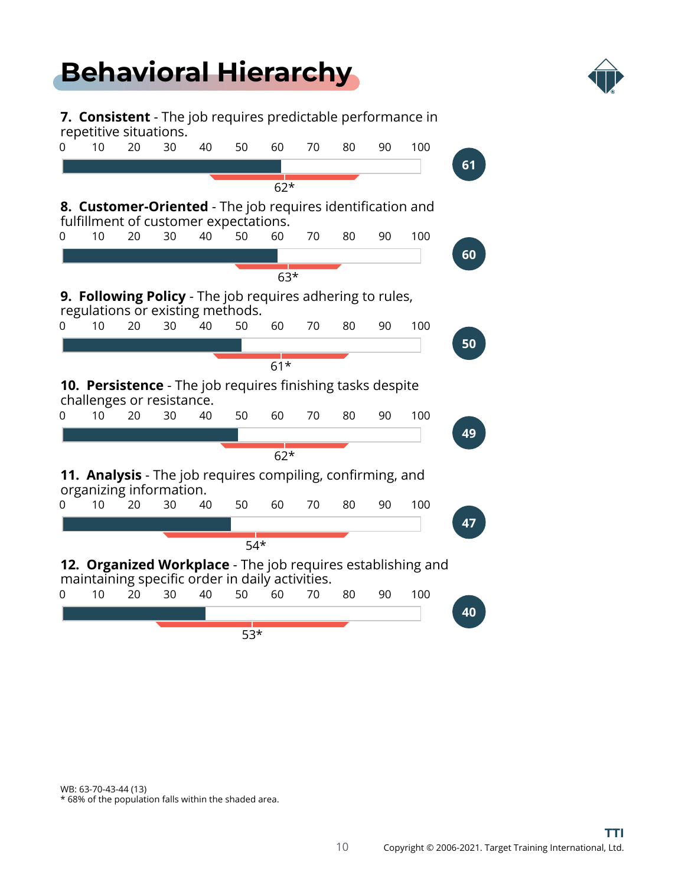# Behavioral Hierarchy

**7. Consistent** - The job requires predictable performance in repetitive situations.

0 10 20 30 40 50 60 70 80 90 100

62*

**61**

**8. Customer-Oriented** - The job requires identification and fulfillment of customer expectations.

0 10 20 30 40 50 60 70 80 90 100

63*

**60**

**9. Following Policy** - The job requires adhering to rules, regulations or existing methods.

0 10 20 30 40 50 60 70 80 90 100

61*

**50**

**10. Persistence** - The job requires finishing tasks despite challenges or resistance.

0 10 20 30 40 50 60 70 80 90 100

62*

**49**

**11. Analysis** - The job requires compiling, confirming, and organizing information.

0 10 20 30 40 50 60 70 80 90 100

54*

**47**

**12. Organized Workplace** - The job requires establishing and maintaining specific order in daily activities.

0 10 20 30 40 50 60 70 80 90 100

53*

**40**

WB: 63-70-43-44 (13)
* 68% of the population falls within the shaded area.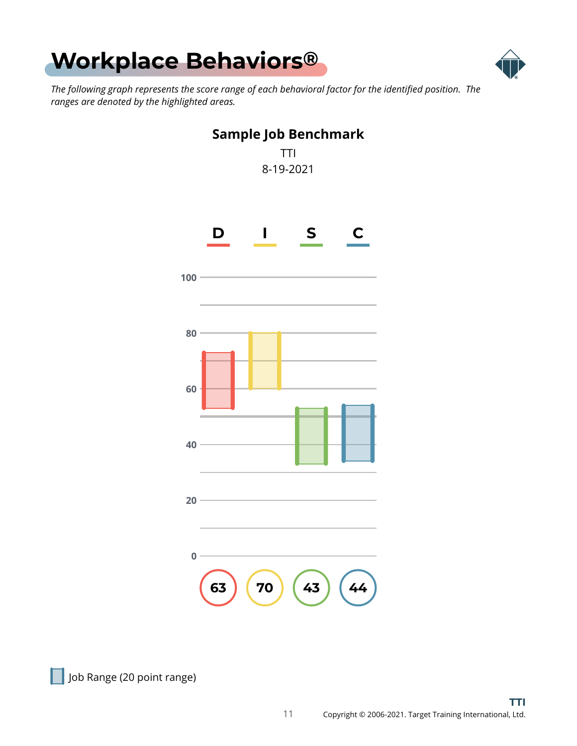# Workplace Behaviors®

*The following graph represents the score range of each behavioral factor for the identified position. The ranges are denoted by the highlighted areas.*

**Sample Job Benchmark**

TTI

8-19-2021

| D | I | S | C |
|---|---|---|---|
| 63 | 70 | 43 | 44 |

Job Range (20 point range)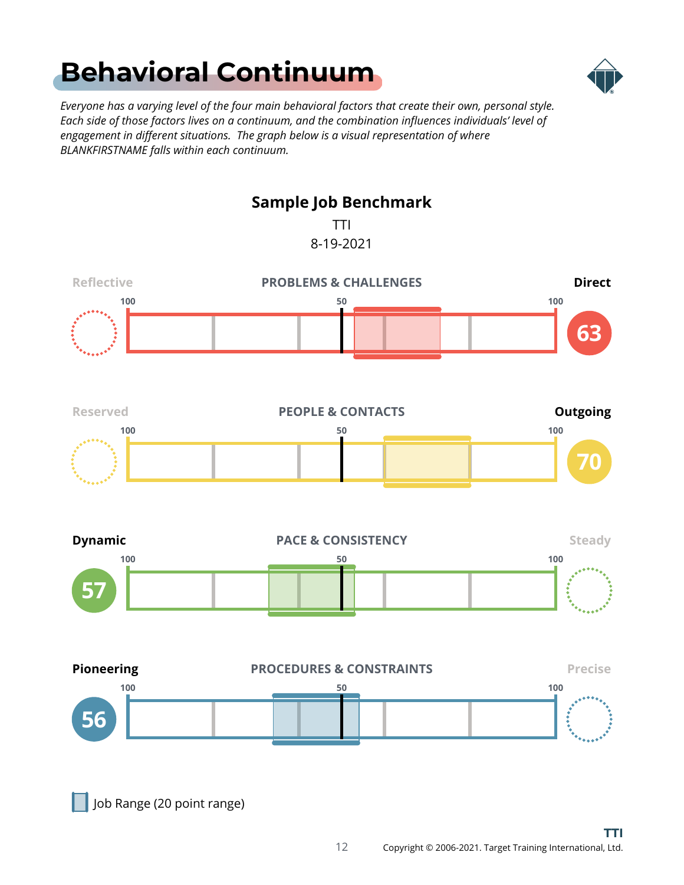# Behavioral Continuum

*Everyone has a varying level of the four main behavioral factors that create their own, personal style. Each side of those factors lives on a continuum, and the combination influences individuals' level of engagement in different situations. The graph below is a visual representation of where BLANKFIRSTNAME falls within each continuum.*

## Sample Job Benchmark

TTI

8-19-2021

Reflective | **PROBLEMS & CHALLENGES** | **Direct**

100 — 50 — 100

**63**

Reserved | **PEOPLE & CONTACTS** | **Outgoing**

100 — 50 — 100

**70**

**Dynamic** | **PACE & CONSISTENCY** | Steady

100 — 50 — 100

**57**

**Pioneering** | **PROCEDURES & CONSTRAINTS** | Precise

100 — 50 — 100

**56**

Job Range (20 point range)

Copyright © 2006-2021. Target Training International, Ltd.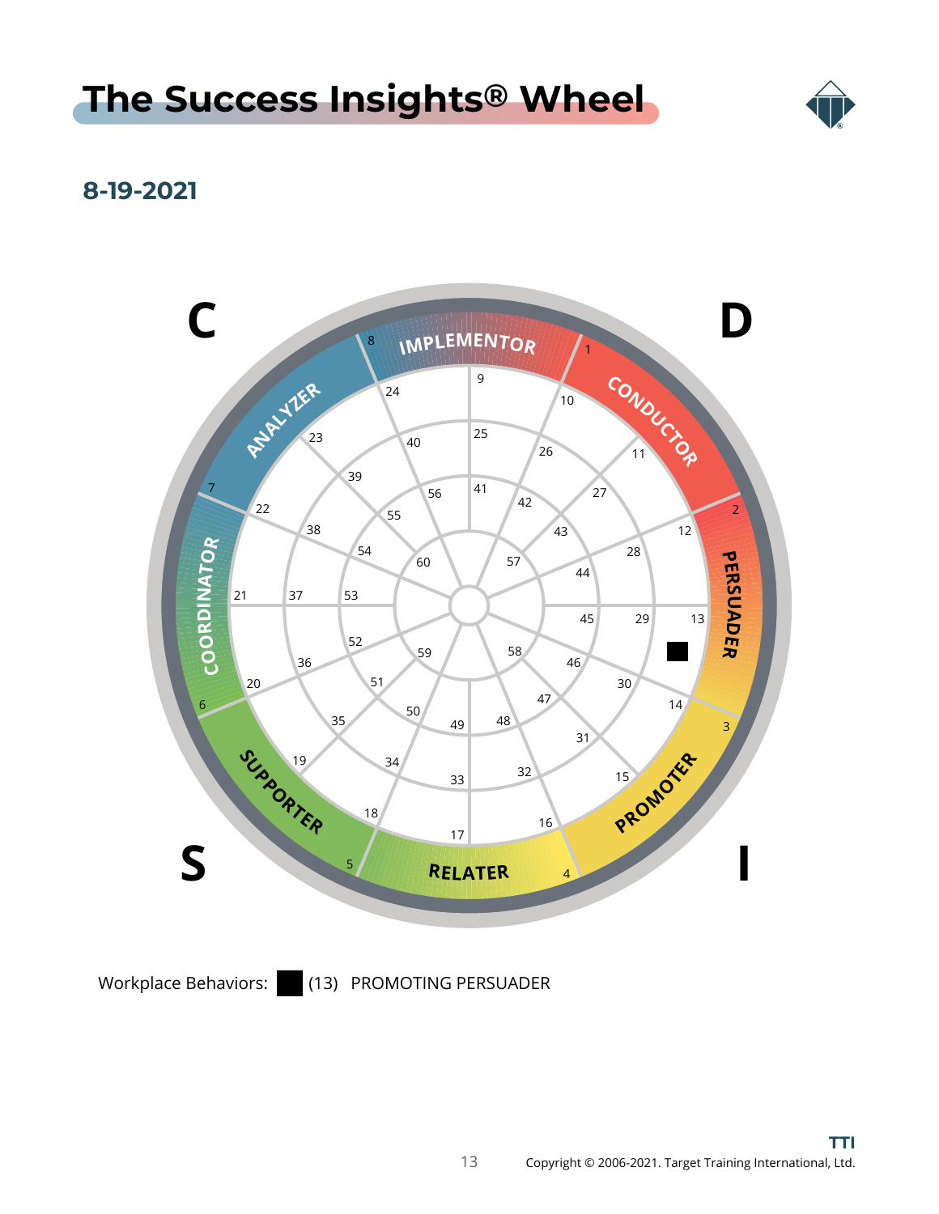# The Success Insights® Wheel

**8-19-2021**

Workplace Behaviors: ■ (13) PROMOTING PERSUADER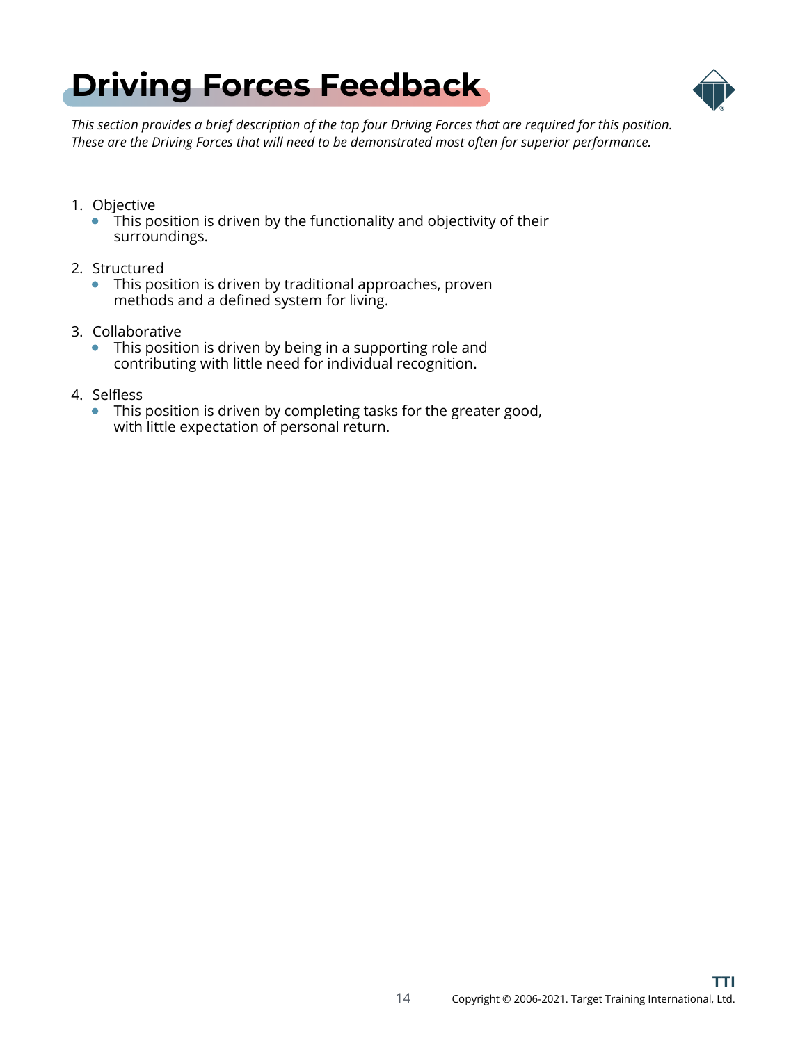# Driving Forces Feedback

*This section provides a brief description of the top four Driving Forces that are required for this position. These are the Driving Forces that will need to be demonstrated most often for superior performance.*

1. Objective
   - This position is driven by the functionality and objectivity of their surroundings.
2. Structured
   - This position is driven by traditional approaches, proven methods and a defined system for living.
3. Collaborative
   - This position is driven by being in a supporting role and contributing with little need for individual recognition.
4. Selfless
   - This position is driven by completing tasks for the greater good, with little expectation of personal return.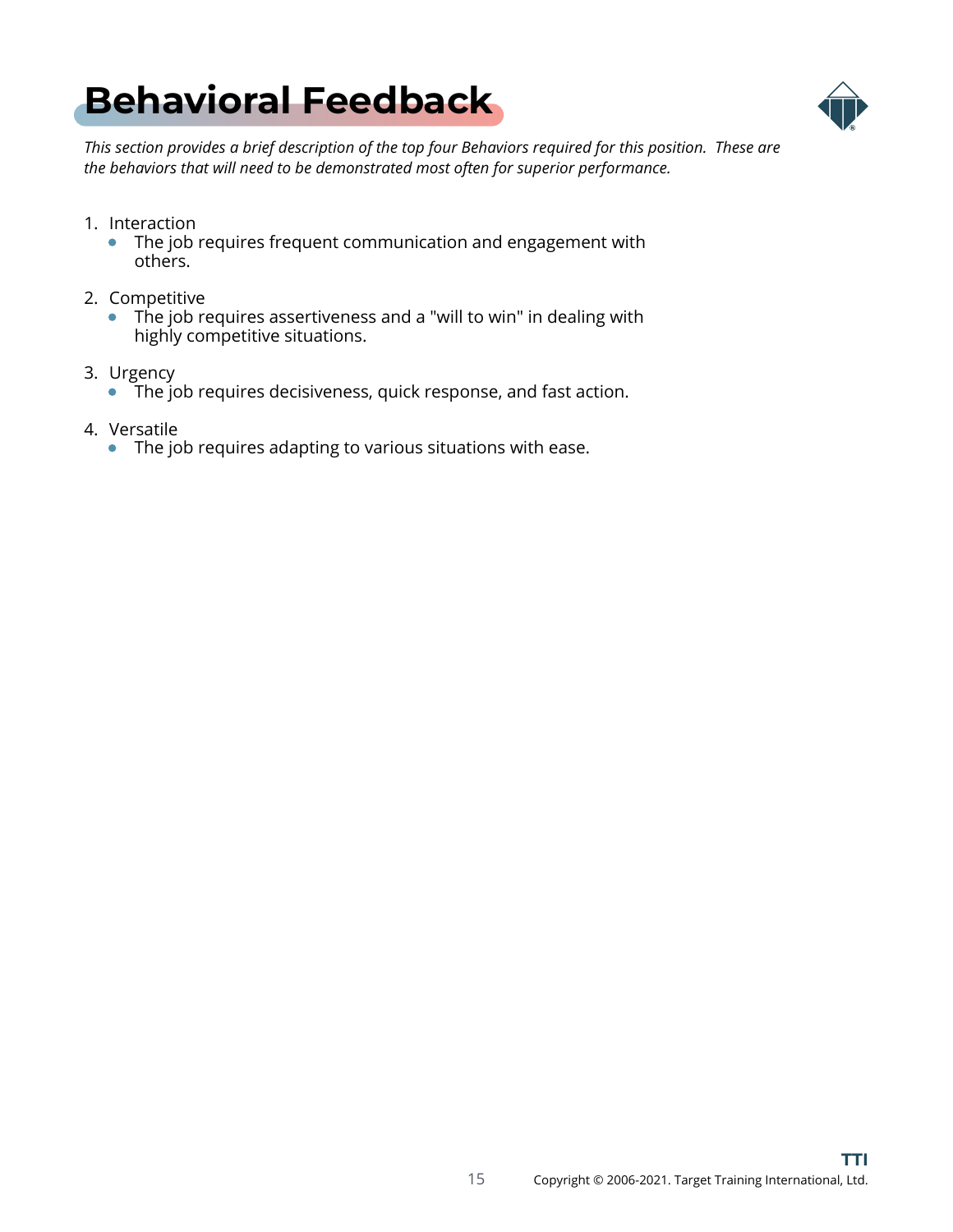# Behavioral Feedback

*This section provides a brief description of the top four Behaviors required for this position. These are the behaviors that will need to be demonstrated most often for superior performance.*

1. Interaction
   - The job requires frequent communication and engagement with others.
2. Competitive
   - The job requires assertiveness and a "will to win" in dealing with highly competitive situations.
3. Urgency
   - The job requires decisiveness, quick response, and fast action.
4. Versatile
   - The job requires adapting to various situations with ease.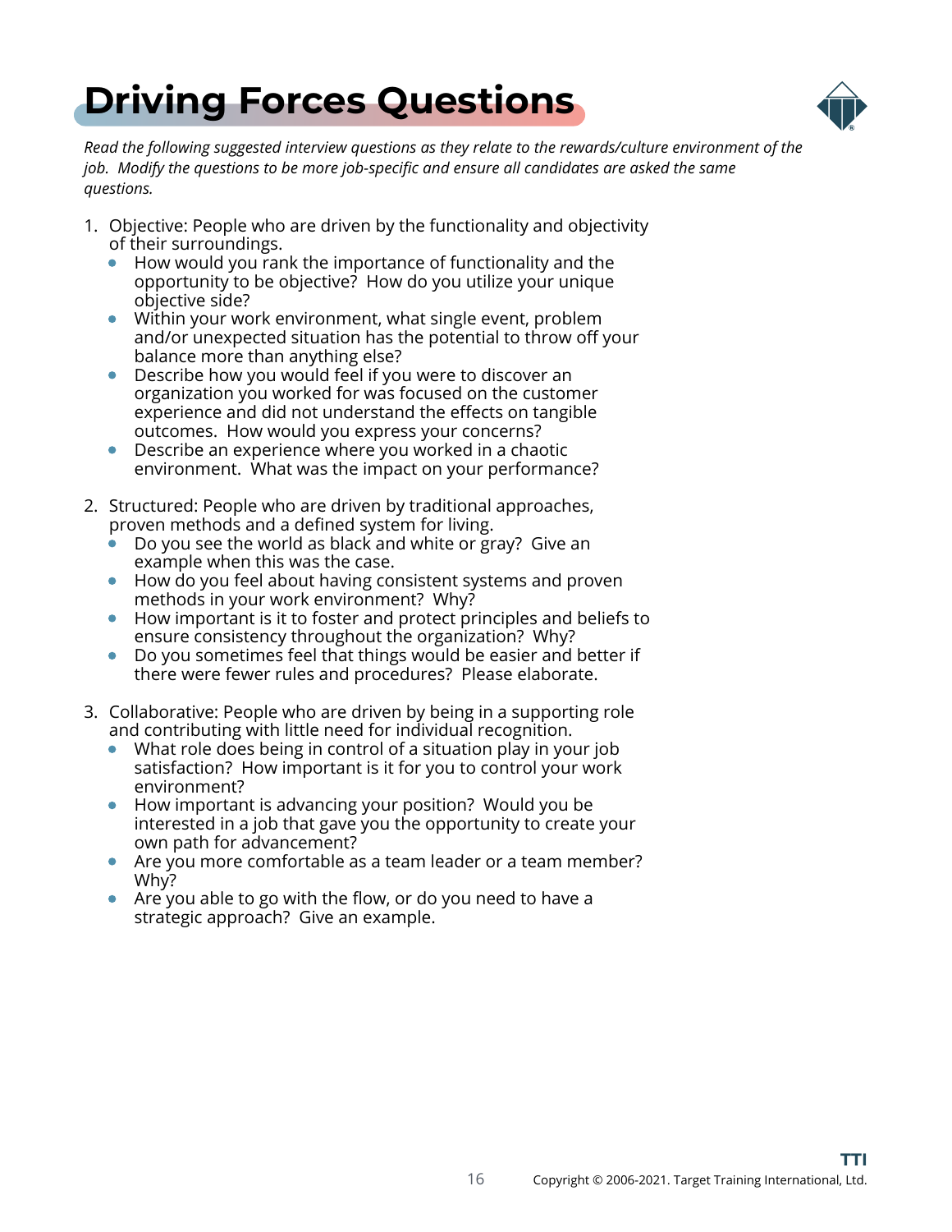# Driving Forces Questions

*Read the following suggested interview questions as they relate to the rewards/culture environment of the job. Modify the questions to be more job-specific and ensure all candidates are asked the same questions.*

1. Objective: People who are driven by the functionality and objectivity of their surroundings.
   - How would you rank the importance of functionality and the opportunity to be objective? How do you utilize your unique objective side?
   - Within your work environment, what single event, problem and/or unexpected situation has the potential to throw off your balance more than anything else?
   - Describe how you would feel if you were to discover an organization you worked for was focused on the customer experience and did not understand the effects on tangible outcomes. How would you express your concerns?
   - Describe an experience where you worked in a chaotic environment. What was the impact on your performance?

2. Structured: People who are driven by traditional approaches, proven methods and a defined system for living.
   - Do you see the world as black and white or gray? Give an example when this was the case.
   - How do you feel about having consistent systems and proven methods in your work environment? Why?
   - How important is it to foster and protect principles and beliefs to ensure consistency throughout the organization? Why?
   - Do you sometimes feel that things would be easier and better if there were fewer rules and procedures? Please elaborate.

3. Collaborative: People who are driven by being in a supporting role and contributing with little need for individual recognition.
   - What role does being in control of a situation play in your job satisfaction? How important is it for you to control your work environment?
   - How important is advancing your position? Would you be interested in a job that gave you the opportunity to create your own path for advancement?
   - Are you more comfortable as a team leader or a team member? Why?
   - Are you able to go with the flow, or do you need to have a strategic approach? Give an example.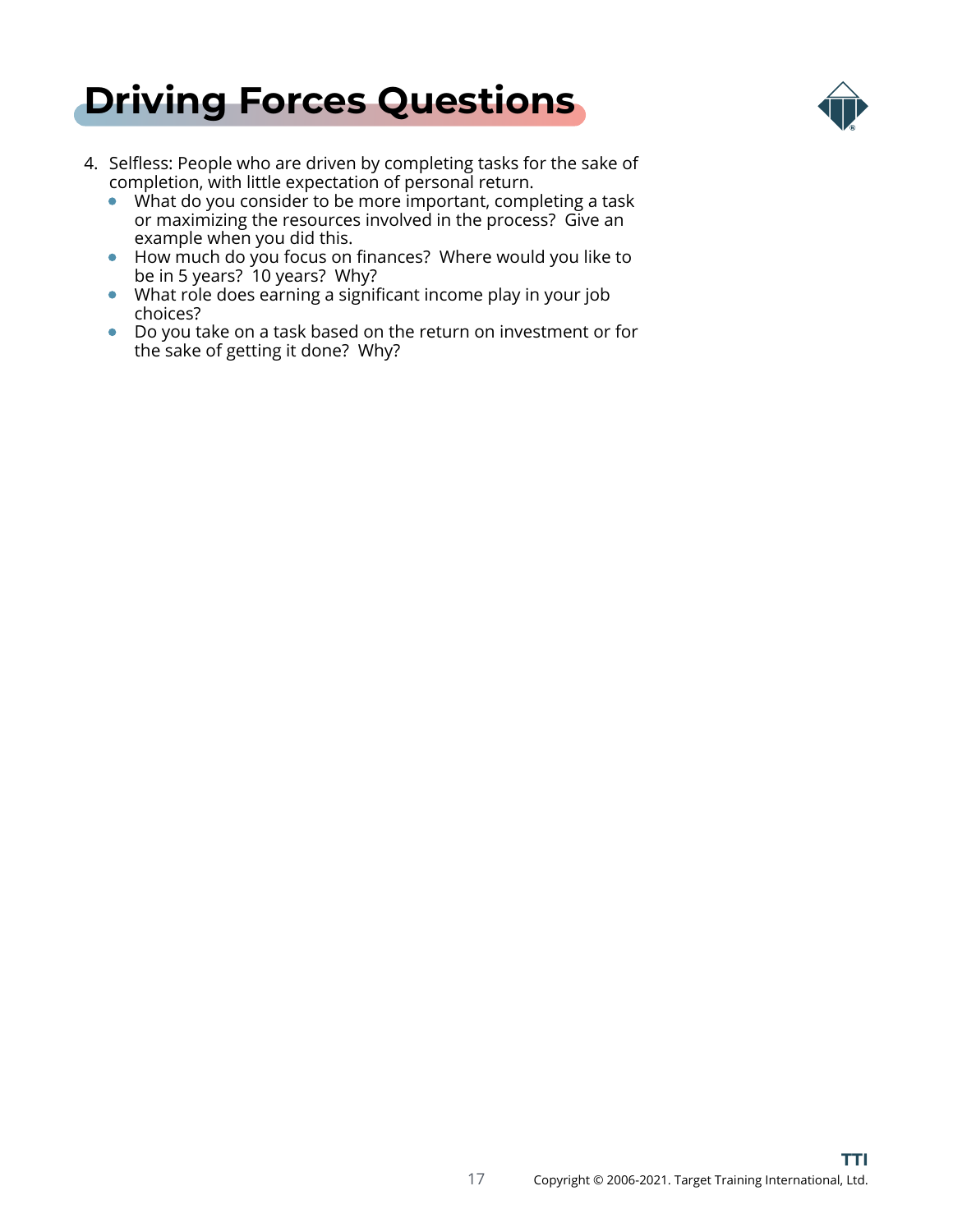# Driving Forces Questions

4. Selfless: People who are driven by completing tasks for the sake of completion, with little expectation of personal return.
   - What do you consider to be more important, completing a task or maximizing the resources involved in the process? Give an example when you did this.
   - How much do you focus on finances? Where would you like to be in 5 years? 10 years? Why?
   - What role does earning a significant income play in your job choices?
   - Do you take on a task based on the return on investment or for the sake of getting it done? Why?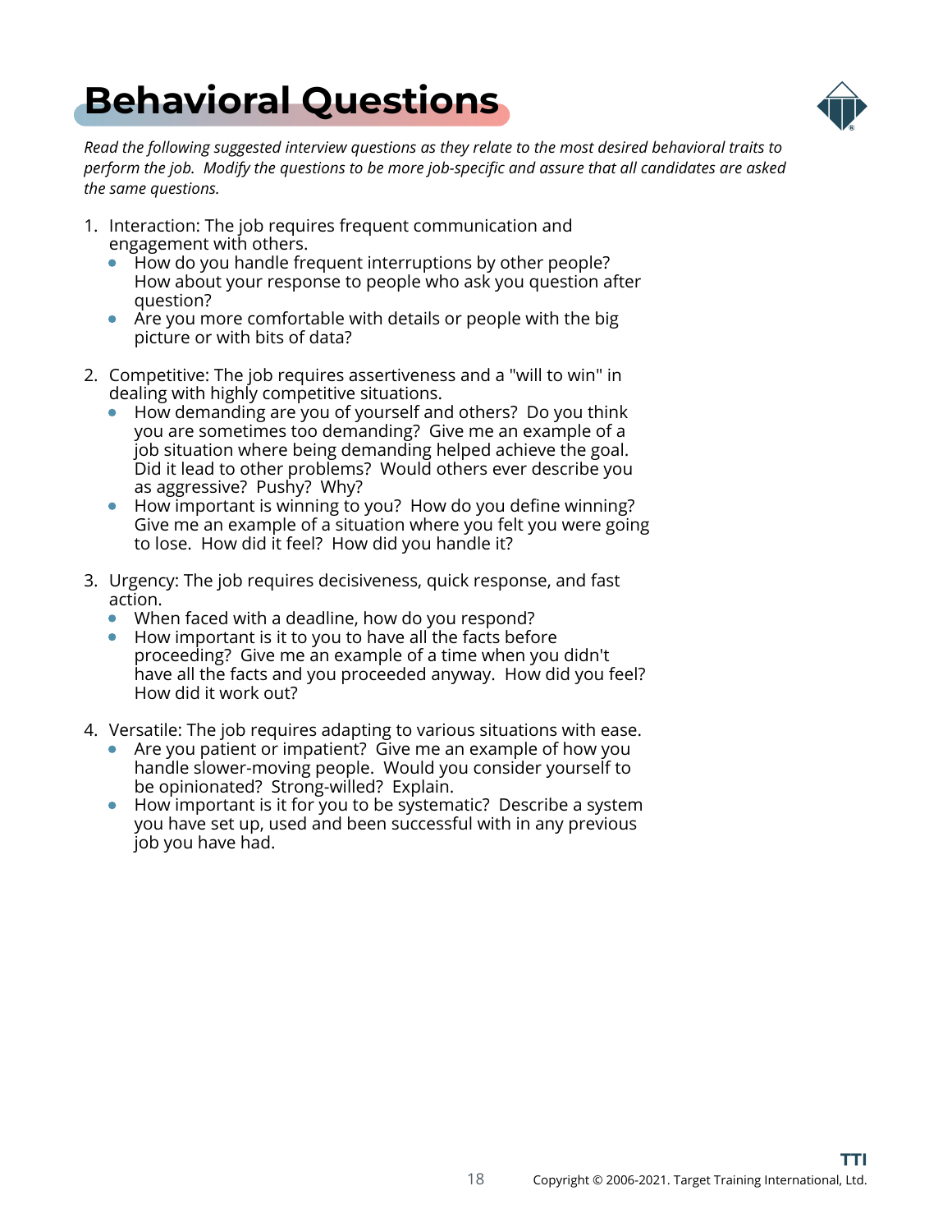# Behavioral Questions

*Read the following suggested interview questions as they relate to the most desired behavioral traits to perform the job. Modify the questions to be more job-specific and assure that all candidates are asked the same questions.*

1. Interaction: The job requires frequent communication and engagement with others.
   - How do you handle frequent interruptions by other people? How about your response to people who ask you question after question?
   - Are you more comfortable with details or people with the big picture or with bits of data?

2. Competitive: The job requires assertiveness and a "will to win" in dealing with highly competitive situations.
   - How demanding are you of yourself and others? Do you think you are sometimes too demanding? Give me an example of a job situation where being demanding helped achieve the goal. Did it lead to other problems? Would others ever describe you as aggressive? Pushy? Why?
   - How important is winning to you? How do you define winning? Give me an example of a situation where you felt you were going to lose. How did it feel? How did you handle it?

3. Urgency: The job requires decisiveness, quick response, and fast action.
   - When faced with a deadline, how do you respond?
   - How important is it to you to have all the facts before proceeding? Give me an example of a time when you didn't have all the facts and you proceeded anyway. How did you feel? How did it work out?

4. Versatile: The job requires adapting to various situations with ease.
   - Are you patient or impatient? Give me an example of how you handle slower-moving people. Would you consider yourself to be opinionated? Strong-willed? Explain.
   - How important is it for you to be systematic? Describe a system you have set up, used and been successful with in any previous job you have had.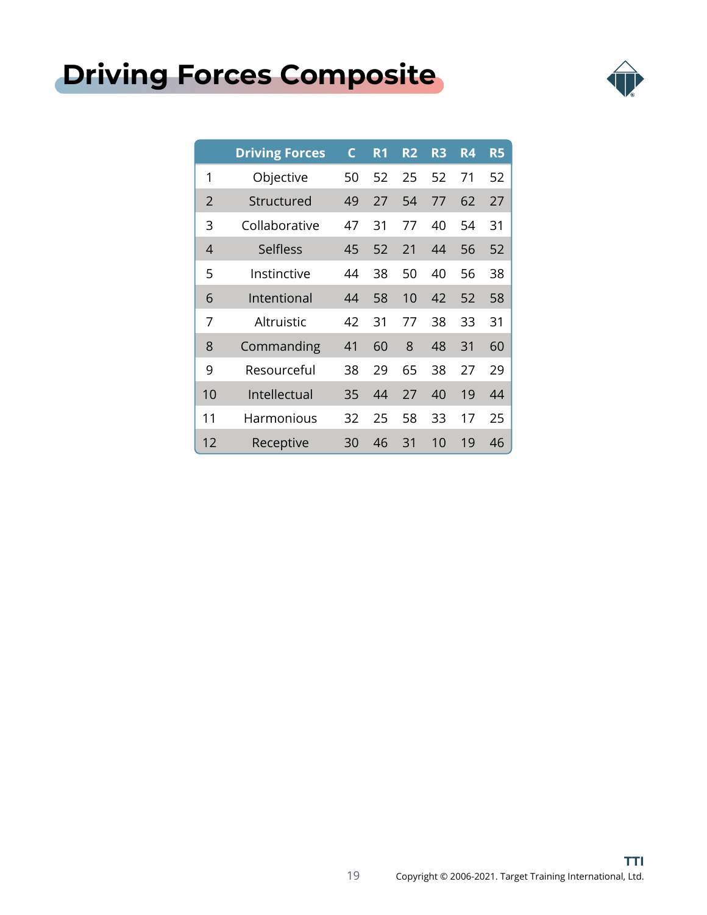# Driving Forces Composite

| | Driving Forces | C | R1 | R2 | R3 | R4 | R5 |
|---|---|---|---|---|---|---|---|
| 1 | Objective | 50 | 52 | 25 | 52 | 71 | 52 |
| 2 | Structured | 49 | 27 | 54 | 77 | 62 | 27 |
| 3 | Collaborative | 47 | 31 | 77 | 40 | 54 | 31 |
| 4 | Selfless | 45 | 52 | 21 | 44 | 56 | 52 |
| 5 | Instinctive | 44 | 38 | 50 | 40 | 56 | 38 |
| 6 | Intentional | 44 | 58 | 10 | 42 | 52 | 58 |
| 7 | Altruistic | 42 | 31 | 77 | 38 | 33 | 31 |
| 8 | Commanding | 41 | 60 | 8 | 48 | 31 | 60 |
| 9 | Resourceful | 38 | 29 | 65 | 38 | 27 | 29 |
| 10 | Intellectual | 35 | 44 | 27 | 40 | 19 | 44 |
| 11 | Harmonious | 32 | 25 | 58 | 33 | 17 | 25 |
| 12 | Receptive | 30 | 46 | 31 | 10 | 19 | 46 |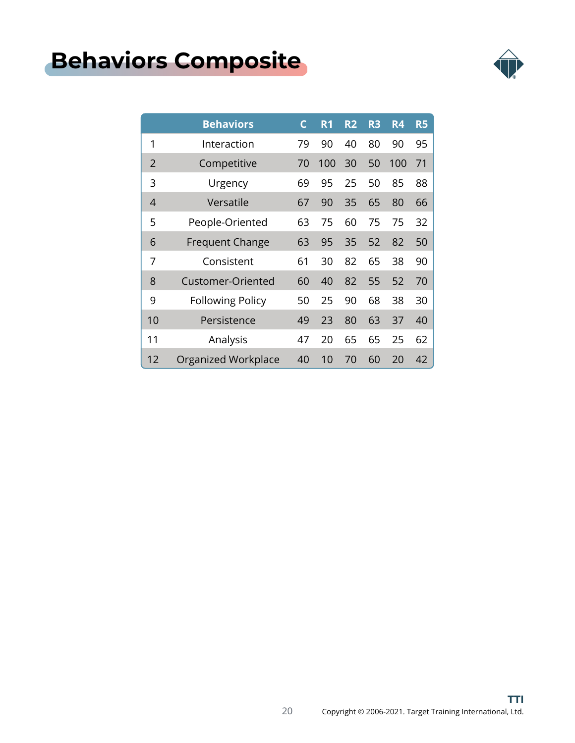# Behaviors Composite

| | Behaviors | C | R1 | R2 | R3 | R4 | R5 |
|---|---|---|---|---|---|---|---|
| 1 | Interaction | 79 | 90 | 40 | 80 | 90 | 95 |
| 2 | Competitive | 70 | 100 | 30 | 50 | 100 | 71 |
| 3 | Urgency | 69 | 95 | 25 | 50 | 85 | 88 |
| 4 | Versatile | 67 | 90 | 35 | 65 | 80 | 66 |
| 5 | People-Oriented | 63 | 75 | 60 | 75 | 75 | 32 |
| 6 | Frequent Change | 63 | 95 | 35 | 52 | 82 | 50 |
| 7 | Consistent | 61 | 30 | 82 | 65 | 38 | 90 |
| 8 | Customer-Oriented | 60 | 40 | 82 | 55 | 52 | 70 |
| 9 | Following Policy | 50 | 25 | 90 | 68 | 38 | 30 |
| 10 | Persistence | 49 | 23 | 80 | 63 | 37 | 40 |
| 11 | Analysis | 47 | 20 | 65 | 65 | 25 | 62 |
| 12 | Organized Workplace | 40 | 10 | 70 | 60 | 20 | 42 |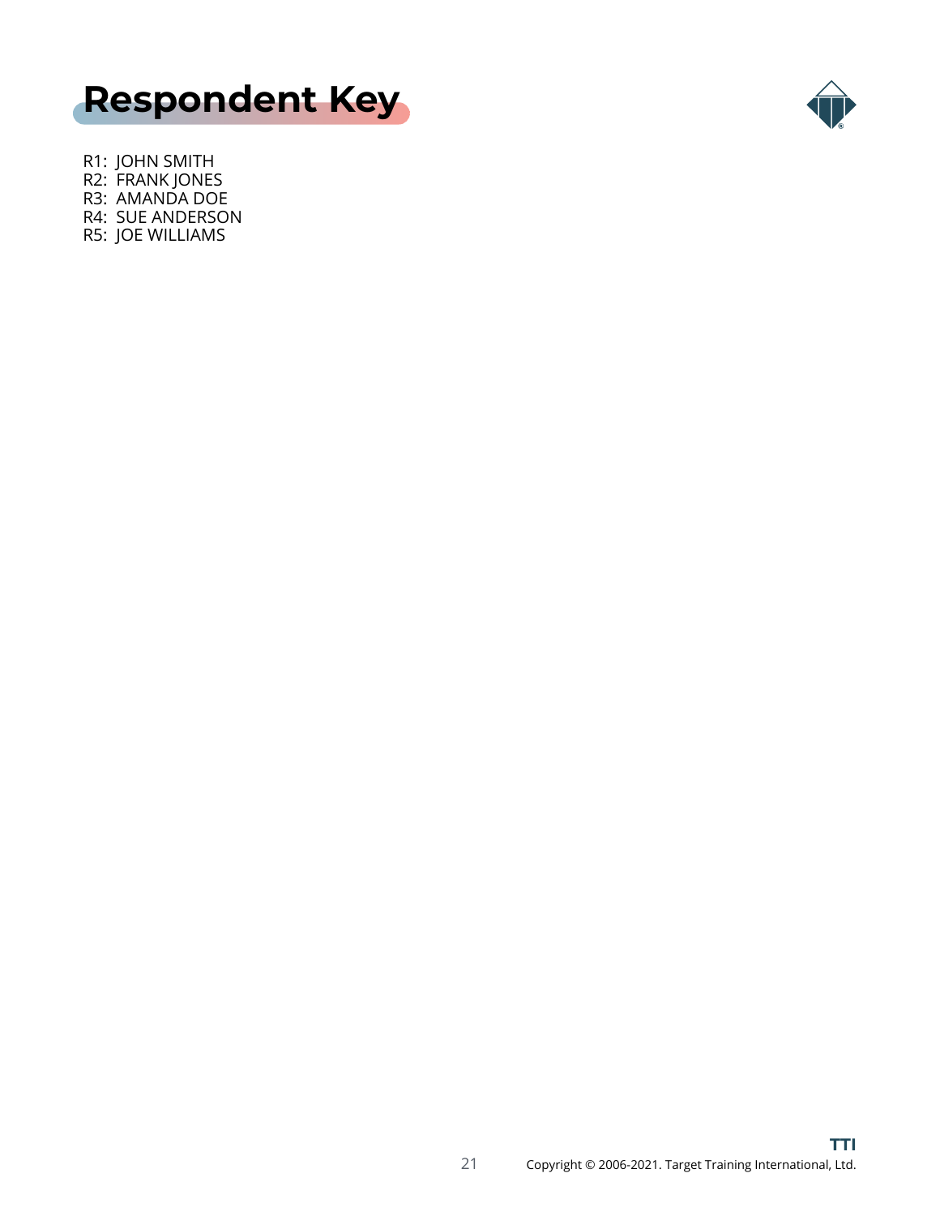# Respondent Key

R1: JOHN SMITH
R2: FRANK JONES
R3: AMANDA DOE
R4: SUE ANDERSON
R5: JOE WILLIAMS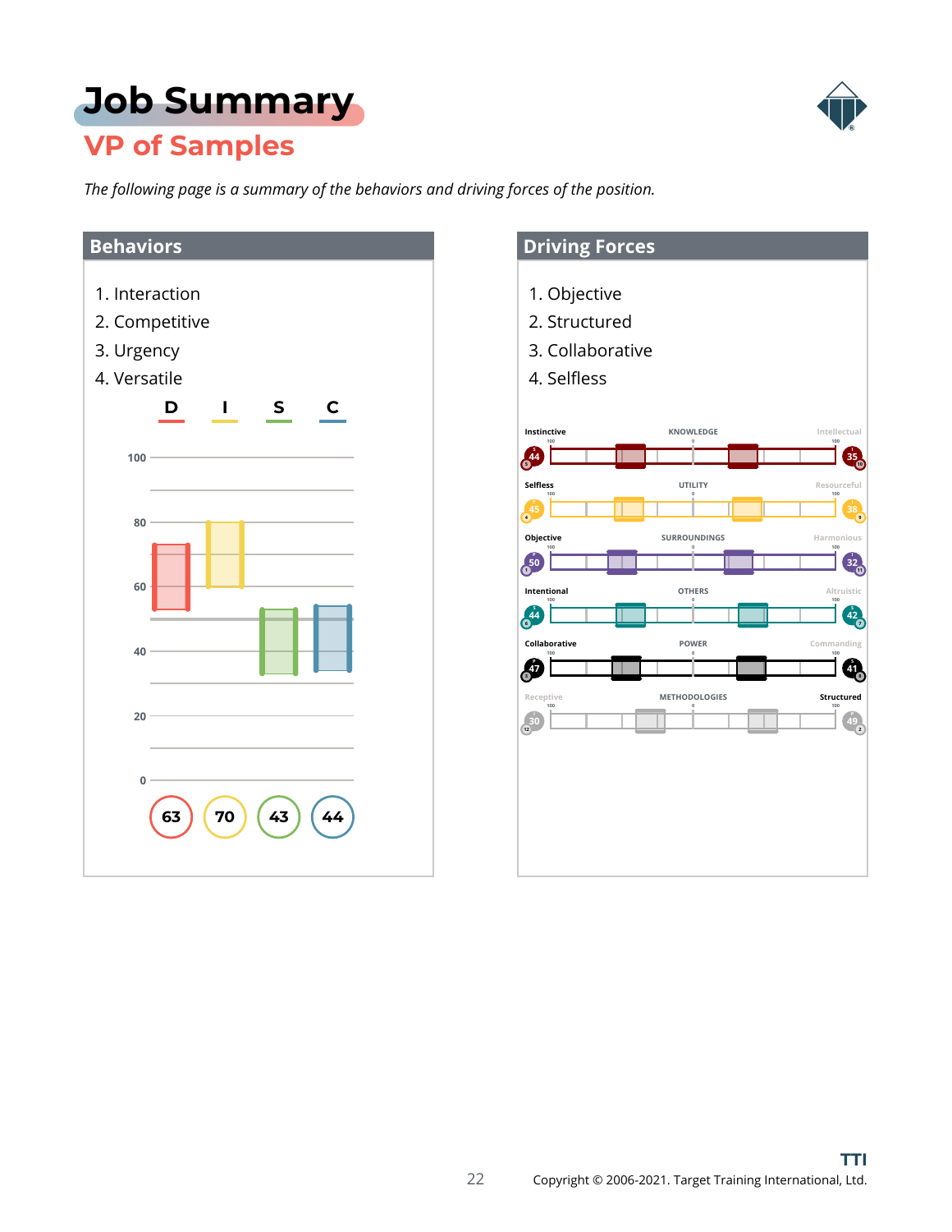# Job Summary

## VP of Samples

*The following page is a summary of the behaviors and driving forces of the position.*

### Behaviors

1. Interaction
2. Competitive
3. Urgency
4. Versatile

D I S C

100
80
60
40
20
0

63 70 43 44

### Driving Forces

1. Objective
2. Structured
3. Collaborative
4. Selfless

Instinctive KNOWLEDGE Intellectual
44 35

Selfless UTILITY Resourceful
45 38

Objective SURROUNDINGS Harmonious
50 32

Intentional OTHERS Altruistic
44 42

Collaborative POWER Commanding
47 41

Receptive METHODOLOGIES Structured
30 49

Copyright © 2006-2021. Target Training International, Ltd.